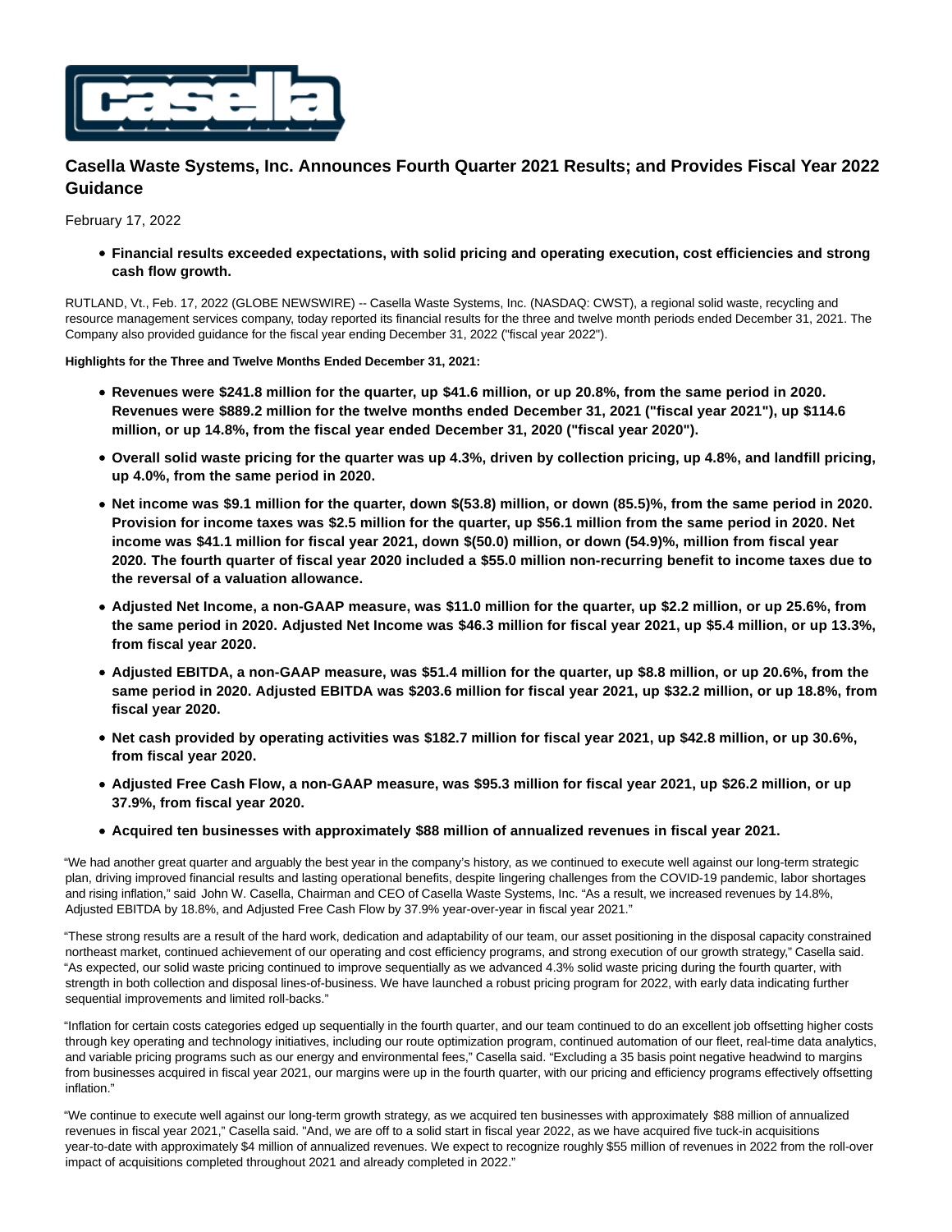# Casella Waste Systems, Inc. Announces Fourth Quarter 2021 Results; and Provides Fiscal Year 2022 Guidance

February 17, 2022

- **Financial results exceeded expectations, with solid pricing and operating execution, cost efficiencies and strong cash flow growth.**

RUTLAND, Vt., Feb. 17, 2022 (GLOBE NEWSWIRE) -- Casella Waste Systems, Inc. (NASDAQ: CWST), a regional solid waste, recycling and resource management services company, today reported its financial results for the three and twelve month periods ended December 31, 2021. The Company also provided guidance for the fiscal year ending December 31, 2022 ("fiscal year 2022").

**Highlights for the Three and Twelve Months Ended December 31, 2021:**

- **Revenues were $241.8 million for the quarter, up $41.6 million, or up 20.8%, from the same period in 2020. Revenues were $889.2 million for the twelve months ended December 31, 2021 ("fiscal year 2021"), up $114.6 million, or up 14.8%, from the fiscal year ended December 31, 2020 ("fiscal year 2020").**
- **Overall solid waste pricing for the quarter was up 4.3%, driven by collection pricing, up 4.8%, and landfill pricing, up 4.0%, from the same period in 2020.**
- **Net income was $9.1 million for the quarter, down $(53.8) million, or down (85.5)%, from the same period in 2020. Provision for income taxes was $2.5 million for the quarter, up $56.1 million from the same period in 2020. Net income was $41.1 million for fiscal year 2021, down $(50.0) million, or down (54.9)%, million from fiscal year 2020. The fourth quarter of fiscal year 2020 included a $55.0 million non-recurring benefit to income taxes due to the reversal of a valuation allowance.**
- **Adjusted Net Income, a non-GAAP measure, was $11.0 million for the quarter, up $2.2 million, or up 25.6%, from the same period in 2020. Adjusted Net Income was $46.3 million for fiscal year 2021, up $5.4 million, or up 13.3%, from fiscal year 2020.**
- **Adjusted EBITDA, a non-GAAP measure, was $51.4 million for the quarter, up $8.8 million, or up 20.6%, from the same period in 2020. Adjusted EBITDA was $203.6 million for fiscal year 2021, up $32.2 million, or up 18.8%, from fiscal year 2020.**
- **Net cash provided by operating activities was $182.7 million for fiscal year 2021, up $42.8 million, or up 30.6%, from fiscal year 2020.**
- **Adjusted Free Cash Flow, a non-GAAP measure, was $95.3 million for fiscal year 2021, up $26.2 million, or up 37.9%, from fiscal year 2020.**
- **Acquired ten businesses with approximately $88 million of annualized revenues in fiscal year 2021.**

"We had another great quarter and arguably the best year in the company's history, as we continued to execute well against our long-term strategic plan, driving improved financial results and lasting operational benefits, despite lingering challenges from the COVID-19 pandemic, labor shortages and rising inflation," said John W. Casella, Chairman and CEO of Casella Waste Systems, Inc. "As a result, we increased revenues by 14.8%, Adjusted EBITDA by 18.8%, and Adjusted Free Cash Flow by 37.9% year-over-year in fiscal year 2021."

"These strong results are a result of the hard work, dedication and adaptability of our team, our asset positioning in the disposal capacity constrained northeast market, continued achievement of our operating and cost efficiency programs, and strong execution of our growth strategy," Casella said. "As expected, our solid waste pricing continued to improve sequentially as we advanced 4.3% solid waste pricing during the fourth quarter, with strength in both collection and disposal lines-of-business. We have launched a robust pricing program for 2022, with early data indicating further sequential improvements and limited roll-backs."

"Inflation for certain costs categories edged up sequentially in the fourth quarter, and our team continued to do an excellent job offsetting higher costs through key operating and technology initiatives, including our route optimization program, continued automation of our fleet, real-time data analytics, and variable pricing programs such as our energy and environmental fees," Casella said. "Excluding a 35 basis point negative headwind to margins from businesses acquired in fiscal year 2021, our margins were up in the fourth quarter, with our pricing and efficiency programs effectively offsetting inflation."

"We continue to execute well against our long-term growth strategy, as we acquired ten businesses with approximately $88 million of annualized revenues in fiscal year 2021," Casella said. "And, we are off to a solid start in fiscal year 2022, as we have acquired five tuck-in acquisitions year-to-date with approximately $4 million of annualized revenues. We expect to recognize roughly $55 million of revenues in 2022 from the roll-over impact of acquisitions completed throughout 2021 and already completed in 2022."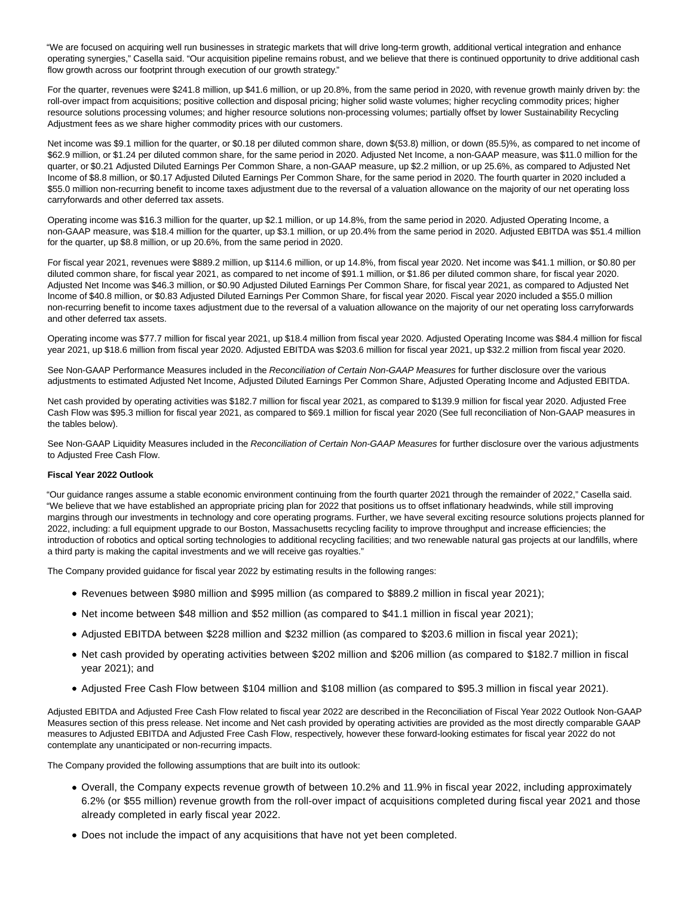"We are focused on acquiring well run businesses in strategic markets that will drive long-term growth, additional vertical integration and enhance operating synergies," Casella said. "Our acquisition pipeline remains robust, and we believe that there is continued opportunity to drive additional cash flow growth across our footprint through execution of our growth strategy."

For the quarter, revenues were $241.8 million, up $41.6 million, or up 20.8%, from the same period in 2020, with revenue growth mainly driven by: the roll-over impact from acquisitions; positive collection and disposal pricing; higher solid waste volumes; higher recycling commodity prices; higher resource solutions processing volumes; and higher resource solutions non-processing volumes; partially offset by lower Sustainability Recycling Adjustment fees as we share higher commodity prices with our customers.

Net income was $9.1 million for the quarter, or $0.18 per diluted common share, down $(53.8) million, or down (85.5)%, as compared to net income of $62.9 million, or $1.24 per diluted common share, for the same period in 2020. Adjusted Net Income, a non-GAAP measure, was $11.0 million for the quarter, or $0.21 Adjusted Diluted Earnings Per Common Share, a non-GAAP measure, up $2.2 million, or up 25.6%, as compared to Adjusted Net Income of $8.8 million, or $0.17 Adjusted Diluted Earnings Per Common Share, for the same period in 2020. The fourth quarter in 2020 included a $55.0 million non-recurring benefit to income taxes adjustment due to the reversal of a valuation allowance on the majority of our net operating loss carryforwards and other deferred tax assets.

Operating income was $16.3 million for the quarter, up $2.1 million, or up 14.8%, from the same period in 2020. Adjusted Operating Income, a non-GAAP measure, was $18.4 million for the quarter, up $3.1 million, or up 20.4% from the same period in 2020. Adjusted EBITDA was $51.4 million for the quarter, up $8.8 million, or up 20.6%, from the same period in 2020.

For fiscal year 2021, revenues were $889.2 million, up $114.6 million, or up 14.8%, from fiscal year 2020. Net income was $41.1 million, or $0.80 per diluted common share, for fiscal year 2021, as compared to net income of $91.1 million, or $1.86 per diluted common share, for fiscal year 2020. Adjusted Net Income was $46.3 million, or $0.90 Adjusted Diluted Earnings Per Common Share, for fiscal year 2021, as compared to Adjusted Net Income of $40.8 million, or $0.83 Adjusted Diluted Earnings Per Common Share, for fiscal year 2020. Fiscal year 2020 included a $55.0 million non-recurring benefit to income taxes adjustment due to the reversal of a valuation allowance on the majority of our net operating loss carryforwards and other deferred tax assets.

Operating income was $77.7 million for fiscal year 2021, up $18.4 million from fiscal year 2020. Adjusted Operating Income was $84.4 million for fiscal year 2021, up $18.6 million from fiscal year 2020. Adjusted EBITDA was $203.6 million for fiscal year 2021, up $32.2 million from fiscal year 2020.

See Non-GAAP Performance Measures included in the *Reconciliation of Certain Non-GAAP Measures* for further disclosure over the various adjustments to estimated Adjusted Net Income, Adjusted Diluted Earnings Per Common Share, Adjusted Operating Income and Adjusted EBITDA.

Net cash provided by operating activities was $182.7 million for fiscal year 2021, as compared to $139.9 million for fiscal year 2020. Adjusted Free Cash Flow was $95.3 million for fiscal year 2021, as compared to $69.1 million for fiscal year 2020 (See full reconciliation of Non-GAAP measures in the tables below).

See Non-GAAP Liquidity Measures included in the *Reconciliation of Certain Non-GAAP Measures* for further disclosure over the various adjustments to Adjusted Free Cash Flow.

**Fiscal Year 2022 Outlook**

"Our guidance ranges assume a stable economic environment continuing from the fourth quarter 2021 through the remainder of 2022," Casella said. "We believe that we have established an appropriate pricing plan for 2022 that positions us to offset inflationary headwinds, while still improving margins through our investments in technology and core operating programs. Further, we have several exciting resource solutions projects planned for 2022, including: a full equipment upgrade to our Boston, Massachusetts recycling facility to improve throughput and increase efficiencies; the introduction of robotics and optical sorting technologies to additional recycling facilities; and two renewable natural gas projects at our landfills, where a third party is making the capital investments and we will receive gas royalties."

The Company provided guidance for fiscal year 2022 by estimating results in the following ranges:

- Revenues between $980 million and $995 million (as compared to $889.2 million in fiscal year 2021);
- Net income between $48 million and $52 million (as compared to $41.1 million in fiscal year 2021);
- Adjusted EBITDA between $228 million and $232 million (as compared to $203.6 million in fiscal year 2021);
- Net cash provided by operating activities between $202 million and $206 million (as compared to $182.7 million in fiscal year 2021); and
- Adjusted Free Cash Flow between $104 million and $108 million (as compared to $95.3 million in fiscal year 2021).

Adjusted EBITDA and Adjusted Free Cash Flow related to fiscal year 2022 are described in the Reconciliation of Fiscal Year 2022 Outlook Non-GAAP Measures section of this press release. Net income and Net cash provided by operating activities are provided as the most directly comparable GAAP measures to Adjusted EBITDA and Adjusted Free Cash Flow, respectively, however these forward-looking estimates for fiscal year 2022 do not contemplate any unanticipated or non-recurring impacts.

The Company provided the following assumptions that are built into its outlook:

- Overall, the Company expects revenue growth of between 10.2% and 11.9% in fiscal year 2022, including approximately 6.2% (or $55 million) revenue growth from the roll-over impact of acquisitions completed during fiscal year 2021 and those already completed in early fiscal year 2022.
- Does not include the impact of any acquisitions that have not yet been completed.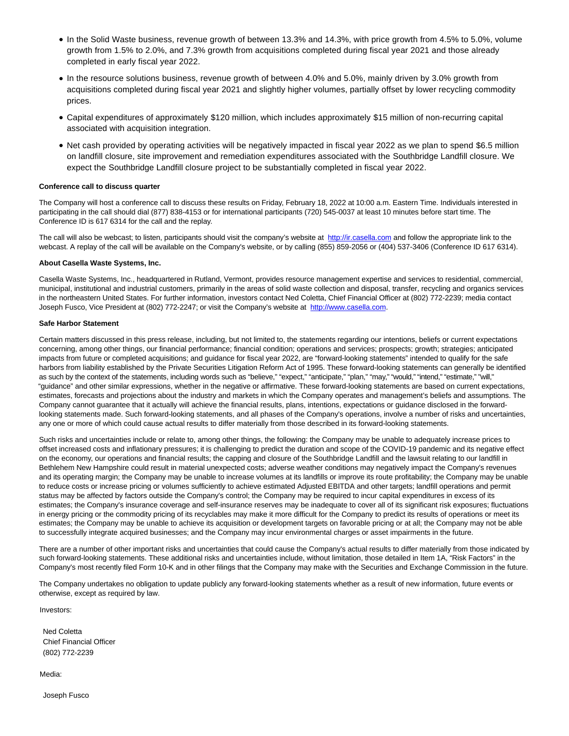- In the Solid Waste business, revenue growth of between 13.3% and 14.3%, with price growth from 4.5% to 5.0%, volume growth from 1.5% to 2.0%, and 7.3% growth from acquisitions completed during fiscal year 2021 and those already completed in early fiscal year 2022.
- In the resource solutions business, revenue growth of between 4.0% and 5.0%, mainly driven by 3.0% growth from acquisitions completed during fiscal year 2021 and slightly higher volumes, partially offset by lower recycling commodity prices.
- Capital expenditures of approximately $120 million, which includes approximately $15 million of non-recurring capital associated with acquisition integration.
- Net cash provided by operating activities will be negatively impacted in fiscal year 2022 as we plan to spend $6.5 million on landfill closure, site improvement and remediation expenditures associated with the Southbridge Landfill closure. We expect the Southbridge Landfill closure project to be substantially completed in fiscal year 2022.

**Conference call to discuss quarter**

The Company will host a conference call to discuss these results on Friday, February 18, 2022 at 10:00 a.m. Eastern Time. Individuals interested in participating in the call should dial (877) 838-4153 or for international participants (720) 545-0037 at least 10 minutes before start time. The Conference ID is 617 6314 for the call and the replay.

The call will also be webcast; to listen, participants should visit the company's website at http://ir.casella.com and follow the appropriate link to the webcast. A replay of the call will be available on the Company's website, or by calling (855) 859-2056 or (404) 537-3406 (Conference ID 617 6314).

**About Casella Waste Systems, Inc.**

Casella Waste Systems, Inc., headquartered in Rutland, Vermont, provides resource management expertise and services to residential, commercial, municipal, institutional and industrial customers, primarily in the areas of solid waste collection and disposal, transfer, recycling and organics services in the northeastern United States. For further information, investors contact Ned Coletta, Chief Financial Officer at (802) 772-2239; media contact Joseph Fusco, Vice President at (802) 772-2247; or visit the Company's website at http://www.casella.com.

**Safe Harbor Statement**

Certain matters discussed in this press release, including, but not limited to, the statements regarding our intentions, beliefs or current expectations concerning, among other things, our financial performance; financial condition; operations and services; prospects; growth; strategies; anticipated impacts from future or completed acquisitions; and guidance for fiscal year 2022, are "forward-looking statements" intended to qualify for the safe harbors from liability established by the Private Securities Litigation Reform Act of 1995. These forward-looking statements can generally be identified as such by the context of the statements, including words such as "believe," "expect," "anticipate," "plan," "may," "would," "intend," "estimate," "will," "guidance" and other similar expressions, whether in the negative or affirmative. These forward-looking statements are based on current expectations, estimates, forecasts and projections about the industry and markets in which the Company operates and management's beliefs and assumptions. The Company cannot guarantee that it actually will achieve the financial results, plans, intentions, expectations or guidance disclosed in the forward-looking statements made. Such forward-looking statements, and all phases of the Company's operations, involve a number of risks and uncertainties, any one or more of which could cause actual results to differ materially from those described in its forward-looking statements.

Such risks and uncertainties include or relate to, among other things, the following: the Company may be unable to adequately increase prices to offset increased costs and inflationary pressures; it is challenging to predict the duration and scope of the COVID-19 pandemic and its negative effect on the economy, our operations and financial results; the capping and closure of the Southbridge Landfill and the lawsuit relating to our landfill in Bethlehem New Hampshire could result in material unexpected costs; adverse weather conditions may negatively impact the Company's revenues and its operating margin; the Company may be unable to increase volumes at its landfills or improve its route profitability; the Company may be unable to reduce costs or increase pricing or volumes sufficiently to achieve estimated Adjusted EBITDA and other targets; landfill operations and permit status may be affected by factors outside the Company's control; the Company may be required to incur capital expenditures in excess of its estimates; the Company's insurance coverage and self-insurance reserves may be inadequate to cover all of its significant risk exposures; fluctuations in energy pricing or the commodity pricing of its recyclables may make it more difficult for the Company to predict its results of operations or meet its estimates; the Company may be unable to achieve its acquisition or development targets on favorable pricing or at all; the Company may not be able to successfully integrate acquired businesses; and the Company may incur environmental charges or asset impairments in the future.

There are a number of other important risks and uncertainties that could cause the Company's actual results to differ materially from those indicated by such forward-looking statements. These additional risks and uncertainties include, without limitation, those detailed in Item 1A, "Risk Factors" in the Company's most recently filed Form 10-K and in other filings that the Company may make with the Securities and Exchange Commission in the future.

The Company undertakes no obligation to update publicly any forward-looking statements whether as a result of new information, future events or otherwise, except as required by law.

Investors:

Ned Coletta
Chief Financial Officer
(802) 772-2239

Media:

Joseph Fusco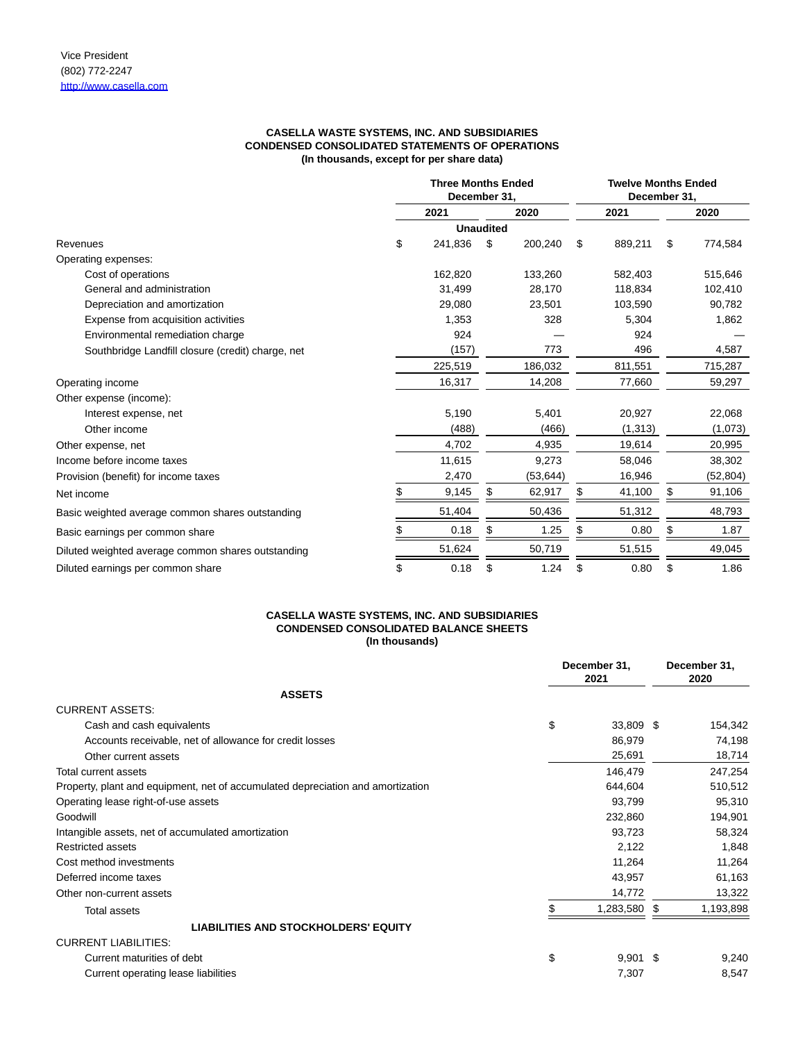Vice President
(802) 772-2247
http://www.casella.com

**CASELLA WASTE SYSTEMS, INC. AND SUBSIDIARIES**
**CONDENSED CONSOLIDATED STATEMENTS OF OPERATIONS**
**(In thousands, except for per share data)**

| | Three Months Ended December 31, | | Twelve Months Ended December 31, | |
|---|---|---|---|---|
| | 2021 | 2020 | 2021 | 2020 |
| | Unaudited | | | |
| Revenues | $ 241,836 | $ 200,240 | $ 889,211 | $ 774,584 |
| Operating expenses: | | | | |
| Cost of operations | 162,820 | 133,260 | 582,403 | 515,646 |
| General and administration | 31,499 | 28,170 | 118,834 | 102,410 |
| Depreciation and amortization | 29,080 | 23,501 | 103,590 | 90,782 |
| Expense from acquisition activities | 1,353 | 328 | 5,304 | 1,862 |
| Environmental remediation charge | 924 | — | 924 | — |
| Southbridge Landfill closure (credit) charge, net | (157) | 773 | 496 | 4,587 |
| | 225,519 | 186,032 | 811,551 | 715,287 |
| Operating income | 16,317 | 14,208 | 77,660 | 59,297 |
| Other expense (income): | | | | |
| Interest expense, net | 5,190 | 5,401 | 20,927 | 22,068 |
| Other income | (488) | (466) | (1,313) | (1,073) |
| Other expense, net | 4,702 | 4,935 | 19,614 | 20,995 |
| Income before income taxes | 11,615 | 9,273 | 58,046 | 38,302 |
| Provision (benefit) for income taxes | 2,470 | (53,644) | 16,946 | (52,804) |
| Net income | $ 9,145 | $ 62,917 | $ 41,100 | $ 91,106 |
| Basic weighted average common shares outstanding | 51,404 | 50,436 | 51,312 | 48,793 |
| Basic earnings per common share | $ 0.18 | $ 1.25 | $ 0.80 | $ 1.87 |
| Diluted weighted average common shares outstanding | 51,624 | 50,719 | 51,515 | 49,045 |
| Diluted earnings per common share | $ 0.18 | $ 1.24 | $ 0.80 | $ 1.86 |

**CASELLA WASTE SYSTEMS, INC. AND SUBSIDIARIES**
**CONDENSED CONSOLIDATED BALANCE SHEETS**
**(In thousands)**

| | December 31, 2021 | December 31, 2020 |
|---|---|---|
| **ASSETS** | | |
| CURRENT ASSETS: | | |
| Cash and cash equivalents | $ 33,809 | $ 154,342 |
| Accounts receivable, net of allowance for credit losses | 86,979 | 74,198 |
| Other current assets | 25,691 | 18,714 |
| Total current assets | 146,479 | 247,254 |
| Property, plant and equipment, net of accumulated depreciation and amortization | 644,604 | 510,512 |
| Operating lease right-of-use assets | 93,799 | 95,310 |
| Goodwill | 232,860 | 194,901 |
| Intangible assets, net of accumulated amortization | 93,723 | 58,324 |
| Restricted assets | 2,122 | 1,848 |
| Cost method investments | 11,264 | 11,264 |
| Deferred income taxes | 43,957 | 61,163 |
| Other non-current assets | 14,772 | 13,322 |
| Total assets | $ 1,283,580 | $ 1,193,898 |
| **LIABILITIES AND STOCKHOLDERS' EQUITY** | | |
| CURRENT LIABILITIES: | | |
| Current maturities of debt | $ 9,901 | $ 9,240 |
| Current operating lease liabilities | 7,307 | 8,547 |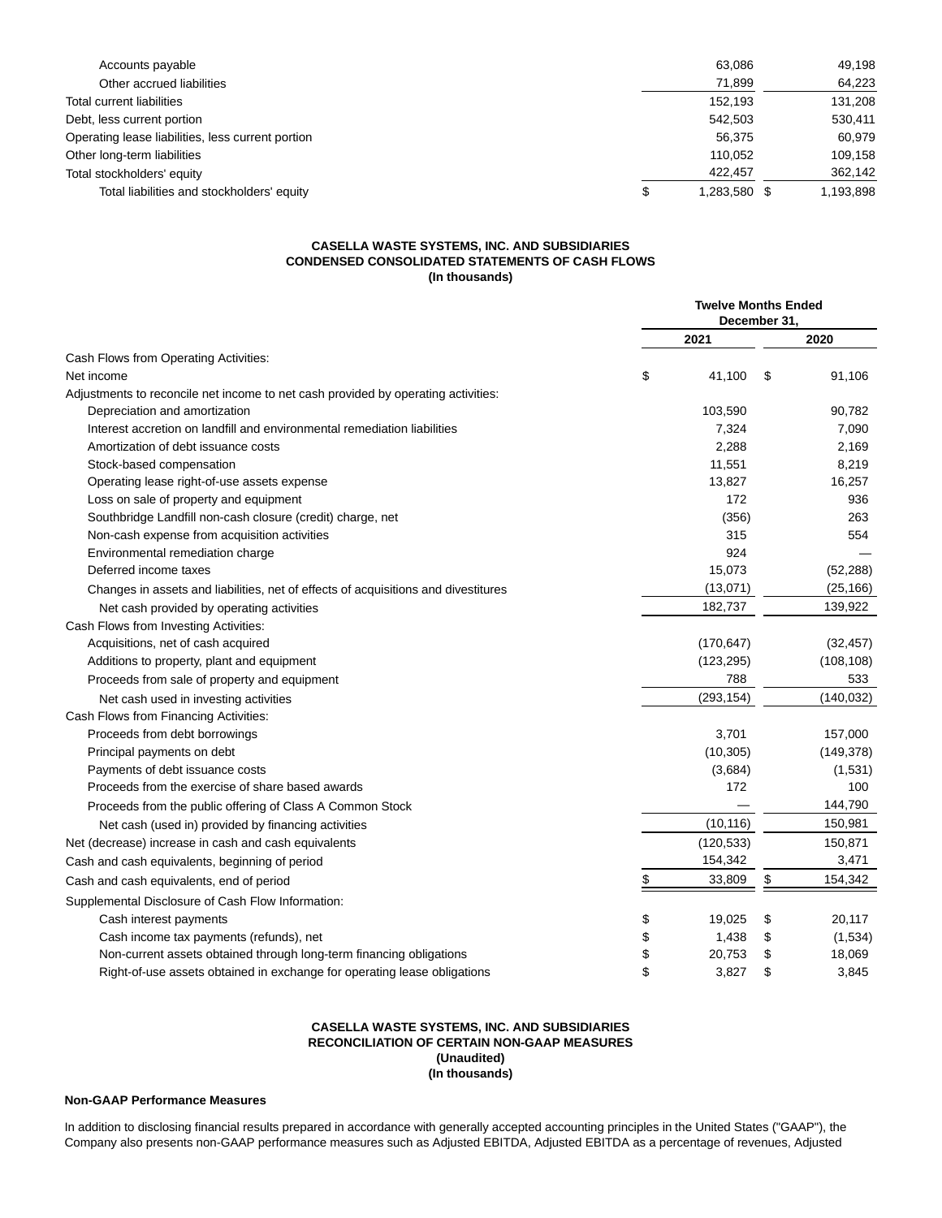| | | |
|---|---|---|
| Accounts payable | 63,086 | 49,198 |
| Other accrued liabilities | 71,899 | 64,223 |
| Total current liabilities | 152,193 | 131,208 |
| Debt, less current portion | 542,503 | 530,411 |
| Operating lease liabilities, less current portion | 56,375 | 60,979 |
| Other long-term liabilities | 110,052 | 109,158 |
| Total stockholders' equity | 422,457 | 362,142 |
| Total liabilities and stockholders' equity | $ 1,283,580 | $ 1,193,898 |

**CASELLA WASTE SYSTEMS, INC. AND SUBSIDIARIES**
**CONDENSED CONSOLIDATED STATEMENTS OF CASH FLOWS**
**(In thousands)**

| | Twelve Months Ended December 31, | |
|---|---|---|
| | 2021 | 2020 |
| Cash Flows from Operating Activities: | | |
| Net income | $ 41,100 | $ 91,106 |
| Adjustments to reconcile net income to net cash provided by operating activities: | | |
| Depreciation and amortization | 103,590 | 90,782 |
| Interest accretion on landfill and environmental remediation liabilities | 7,324 | 7,090 |
| Amortization of debt issuance costs | 2,288 | 2,169 |
| Stock-based compensation | 11,551 | 8,219 |
| Operating lease right-of-use assets expense | 13,827 | 16,257 |
| Loss on sale of property and equipment | 172 | 936 |
| Southbridge Landfill non-cash closure (credit) charge, net | (356) | 263 |
| Non-cash expense from acquisition activities | 315 | 554 |
| Environmental remediation charge | 924 | — |
| Deferred income taxes | 15,073 | (52,288) |
| Changes in assets and liabilities, net of effects of acquisitions and divestitures | (13,071) | (25,166) |
| Net cash provided by operating activities | 182,737 | 139,922 |
| Cash Flows from Investing Activities: | | |
| Acquisitions, net of cash acquired | (170,647) | (32,457) |
| Additions to property, plant and equipment | (123,295) | (108,108) |
| Proceeds from sale of property and equipment | 788 | 533 |
| Net cash used in investing activities | (293,154) | (140,032) |
| Cash Flows from Financing Activities: | | |
| Proceeds from debt borrowings | 3,701 | 157,000 |
| Principal payments on debt | (10,305) | (149,378) |
| Payments of debt issuance costs | (3,684) | (1,531) |
| Proceeds from the exercise of share based awards | 172 | 100 |
| Proceeds from the public offering of Class A Common Stock | — | 144,790 |
| Net cash (used in) provided by financing activities | (10,116) | 150,981 |
| Net (decrease) increase in cash and cash equivalents | (120,533) | 150,871 |
| Cash and cash equivalents, beginning of period | 154,342 | 3,471 |
| Cash and cash equivalents, end of period | $ 33,809 | $ 154,342 |
| Supplemental Disclosure of Cash Flow Information: | | |
| Cash interest payments | $ 19,025 | $ 20,117 |
| Cash income tax payments (refunds), net | $ 1,438 | $ (1,534) |
| Non-current assets obtained through long-term financing obligations | $ 20,753 | $ 18,069 |
| Right-of-use assets obtained in exchange for operating lease obligations | $ 3,827 | $ 3,845 |

**CASELLA WASTE SYSTEMS, INC. AND SUBSIDIARIES**
**RECONCILIATION OF CERTAIN NON-GAAP MEASURES**
**(Unaudited)**
**(In thousands)**

**Non-GAAP Performance Measures**

In addition to disclosing financial results prepared in accordance with generally accepted accounting principles in the United States ("GAAP"), the Company also presents non-GAAP performance measures such as Adjusted EBITDA, Adjusted EBITDA as a percentage of revenues, Adjusted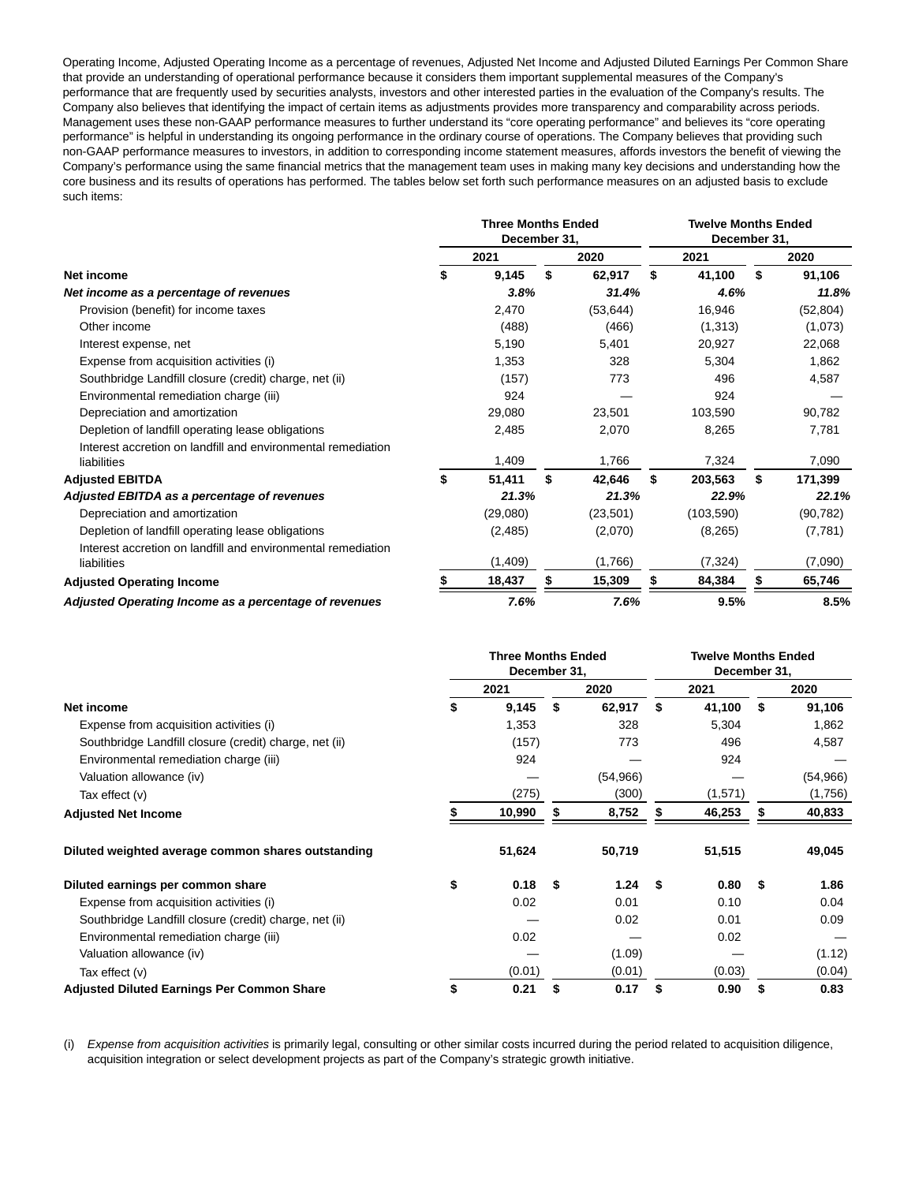Operating Income, Adjusted Operating Income as a percentage of revenues, Adjusted Net Income and Adjusted Diluted Earnings Per Common Share that provide an understanding of operational performance because it considers them important supplemental measures of the Company's performance that are frequently used by securities analysts, investors and other interested parties in the evaluation of the Company's results. The Company also believes that identifying the impact of certain items as adjustments provides more transparency and comparability across periods. Management uses these non-GAAP performance measures to further understand its "core operating performance" and believes its "core operating performance" is helpful in understanding its ongoing performance in the ordinary course of operations. The Company believes that providing such non-GAAP performance measures to investors, in addition to corresponding income statement measures, affords investors the benefit of viewing the Company's performance using the same financial metrics that the management team uses in making many key decisions and understanding how the core business and its results of operations has performed. The tables below set forth such performance measures on an adjusted basis to exclude such items:

| | Three Months Ended December 31, | | Twelve Months Ended December 31, | |
|---|---|---|---|---|
| | 2021 | 2020 | 2021 | 2020 |
| **Net income** | **$ 9,145** | **$ 62,917** | **$ 41,100** | **$ 91,106** |
| ***Net income as a percentage of revenues*** | ***3.8%*** | ***31.4%*** | ***4.6%*** | ***11.8%*** |
| Provision (benefit) for income taxes | 2,470 | (53,644) | 16,946 | (52,804) |
| Other income | (488) | (466) | (1,313) | (1,073) |
| Interest expense, net | 5,190 | 5,401 | 20,927 | 22,068 |
| Expense from acquisition activities (i) | 1,353 | 328 | 5,304 | 1,862 |
| Southbridge Landfill closure (credit) charge, net (ii) | (157) | 773 | 496 | 4,587 |
| Environmental remediation charge (iii) | 924 | — | 924 | — |
| Depreciation and amortization | 29,080 | 23,501 | 103,590 | 90,782 |
| Depletion of landfill operating lease obligations | 2,485 | 2,070 | 8,265 | 7,781 |
| Interest accretion on landfill and environmental remediation liabilities | 1,409 | 1,766 | 7,324 | 7,090 |
| **Adjusted EBITDA** | **$ 51,411** | **$ 42,646** | **$ 203,563** | **$ 171,399** |
| ***Adjusted EBITDA as a percentage of revenues*** | ***21.3%*** | ***21.3%*** | ***22.9%*** | ***22.1%*** |
| Depreciation and amortization | (29,080) | (23,501) | (103,590) | (90,782) |
| Depletion of landfill operating lease obligations | (2,485) | (2,070) | (8,265) | (7,781) |
| Interest accretion on landfill and environmental remediation liabilities | (1,409) | (1,766) | (7,324) | (7,090) |
| **Adjusted Operating Income** | **$ 18,437** | **$ 15,309** | **$ 84,384** | **$ 65,746** |
| ***Adjusted Operating Income as a percentage of revenues*** | ***7.6%*** | ***7.6%*** | **9.5%** | **8.5%** |

| | Three Months Ended December 31, | | Twelve Months Ended December 31, | |
|---|---|---|---|---|
| | 2021 | 2020 | 2021 | 2020 |
| **Net income** | **$ 9,145** | **$ 62,917** | **$ 41,100** | **$ 91,106** |
| Expense from acquisition activities (i) | 1,353 | 328 | 5,304 | 1,862 |
| Southbridge Landfill closure (credit) charge, net (ii) | (157) | 773 | 496 | 4,587 |
| Environmental remediation charge (iii) | 924 | — | 924 | — |
| Valuation allowance (iv) | — | (54,966) | — | (54,966) |
| Tax effect (v) | (275) | (300) | (1,571) | (1,756) |
| **Adjusted Net Income** | **$ 10,990** | **$ 8,752** | **$ 46,253** | **$ 40,833** |
| | | | | |
| **Diluted weighted average common shares outstanding** | **51,624** | **50,719** | **51,515** | **49,045** |
| | | | | |
| **Diluted earnings per common share** | **$ 0.18** | **$ 1.24** | **$ 0.80** | **$ 1.86** |
| Expense from acquisition activities (i) | 0.02 | 0.01 | 0.10 | 0.04 |
| Southbridge Landfill closure (credit) charge, net (ii) | — | 0.02 | 0.01 | 0.09 |
| Environmental remediation charge (iii) | 0.02 | — | 0.02 | — |
| Valuation allowance (iv) | — | (1.09) | — | (1.12) |
| Tax effect (v) | (0.01) | (0.01) | (0.03) | (0.04) |
| **Adjusted Diluted Earnings Per Common Share** | **$ 0.21** | **$ 0.17** | **$ 0.90** | **$ 0.83** |

(i) *Expense from acquisition activities* is primarily legal, consulting or other similar costs incurred during the period related to acquisition diligence, acquisition integration or select development projects as part of the Company's strategic growth initiative.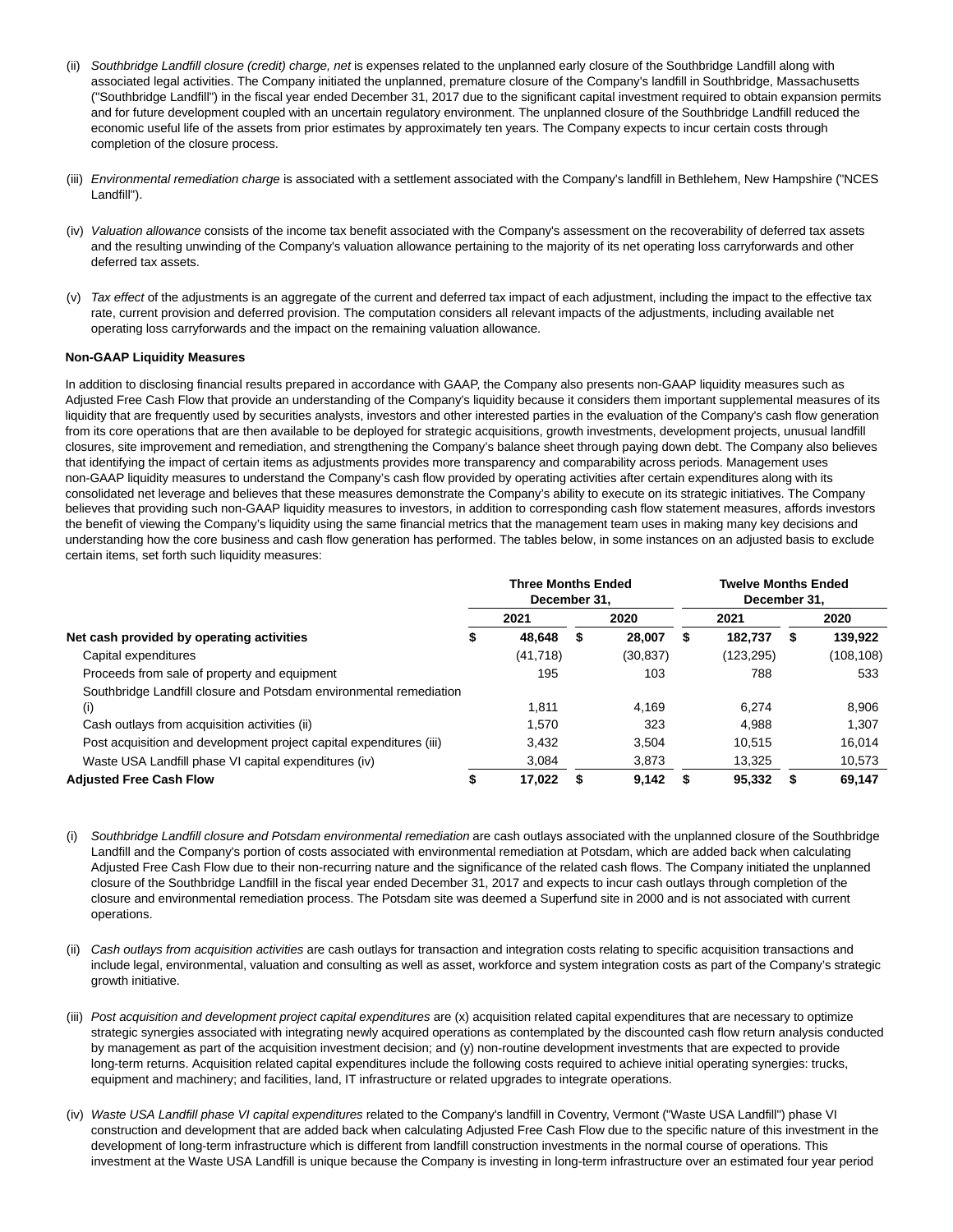(ii) *Southbridge Landfill closure (credit) charge, net* is expenses related to the unplanned early closure of the Southbridge Landfill along with associated legal activities. The Company initiated the unplanned, premature closure of the Company's landfill in Southbridge, Massachusetts ("Southbridge Landfill") in the fiscal year ended December 31, 2017 due to the significant capital investment required to obtain expansion permits and for future development coupled with an uncertain regulatory environment. The unplanned closure of the Southbridge Landfill reduced the economic useful life of the assets from prior estimates by approximately ten years. The Company expects to incur certain costs through completion of the closure process.

(iii) *Environmental remediation charge* is associated with a settlement associated with the Company's landfill in Bethlehem, New Hampshire ("NCES Landfill").

(iv) *Valuation allowance* consists of the income tax benefit associated with the Company's assessment on the recoverability of deferred tax assets and the resulting unwinding of the Company's valuation allowance pertaining to the majority of its net operating loss carryforwards and other deferred tax assets.

(v) *Tax effect* of the adjustments is an aggregate of the current and deferred tax impact of each adjustment, including the impact to the effective tax rate, current provision and deferred provision. The computation considers all relevant impacts of the adjustments, including available net operating loss carryforwards and the impact on the remaining valuation allowance.

**Non-GAAP Liquidity Measures**

In addition to disclosing financial results prepared in accordance with GAAP, the Company also presents non-GAAP liquidity measures such as Adjusted Free Cash Flow that provide an understanding of the Company's liquidity because it considers them important supplemental measures of its liquidity that are frequently used by securities analysts, investors and other interested parties in the evaluation of the Company's cash flow generation from its core operations that are then available to be deployed for strategic acquisitions, growth investments, development projects, unusual landfill closures, site improvement and remediation, and strengthening the Company's balance sheet through paying down debt. The Company also believes that identifying the impact of certain items as adjustments provides more transparency and comparability across periods. Management uses non-GAAP liquidity measures to understand the Company's cash flow provided by operating activities after certain expenditures along with its consolidated net leverage and believes that these measures demonstrate the Company's ability to execute on its strategic initiatives. The Company believes that providing such non-GAAP liquidity measures to investors, in addition to corresponding cash flow statement measures, affords investors the benefit of viewing the Company's liquidity using the same financial metrics that the management team uses in making many key decisions and understanding how the core business and cash flow generation has performed. The tables below, in some instances on an adjusted basis to exclude certain items, set forth such liquidity measures:

| | Three Months Ended December 31, | | Twelve Months Ended December 31, | |
|---|---|---|---|---|
| | 2021 | 2020 | 2021 | 2020 |
| **Net cash provided by operating activities** | **$ 48,648** | **$ 28,007** | **$ 182,737** | **$ 139,922** |
| Capital expenditures | (41,718) | (30,837) | (123,295) | (108,108) |
| Proceeds from sale of property and equipment | 195 | 103 | 788 | 533 |
| Southbridge Landfill closure and Potsdam environmental remediation (i) | 1,811 | 4,169 | 6,274 | 8,906 |
| Cash outlays from acquisition activities (ii) | 1,570 | 323 | 4,988 | 1,307 |
| Post acquisition and development project capital expenditures (iii) | 3,432 | 3,504 | 10,515 | 16,014 |
| Waste USA Landfill phase VI capital expenditures (iv) | 3,084 | 3,873 | 13,325 | 10,573 |
| **Adjusted Free Cash Flow** | **$ 17,022** | **$ 9,142** | **$ 95,332** | **$ 69,147** |

(i) *Southbridge Landfill closure and Potsdam environmental remediation* are cash outlays associated with the unplanned closure of the Southbridge Landfill and the Company's portion of costs associated with environmental remediation at Potsdam, which are added back when calculating Adjusted Free Cash Flow due to their non-recurring nature and the significance of the related cash flows. The Company initiated the unplanned closure of the Southbridge Landfill in the fiscal year ended December 31, 2017 and expects to incur cash outlays through completion of the closure and environmental remediation process. The Potsdam site was deemed a Superfund site in 2000 and is not associated with current operations.

(ii) *Cash outlays from acquisition activities* are cash outlays for transaction and integration costs relating to specific acquisition transactions and include legal, environmental, valuation and consulting as well as asset, workforce and system integration costs as part of the Company's strategic growth initiative.

(iii) *Post acquisition and development project capital expenditures* are (x) acquisition related capital expenditures that are necessary to optimize strategic synergies associated with integrating newly acquired operations as contemplated by the discounted cash flow return analysis conducted by management as part of the acquisition investment decision; and (y) non-routine development investments that are expected to provide long-term returns. Acquisition related capital expenditures include the following costs required to achieve initial operating synergies: trucks, equipment and machinery; and facilities, land, IT infrastructure or related upgrades to integrate operations.

(iv) *Waste USA Landfill phase VI capital expenditures* related to the Company's landfill in Coventry, Vermont ("Waste USA Landfill") phase VI construction and development that are added back when calculating Adjusted Free Cash Flow due to the specific nature of this investment in the development of long-term infrastructure which is different from landfill construction investments in the normal course of operations. This investment at the Waste USA Landfill is unique because the Company is investing in long-term infrastructure over an estimated four year period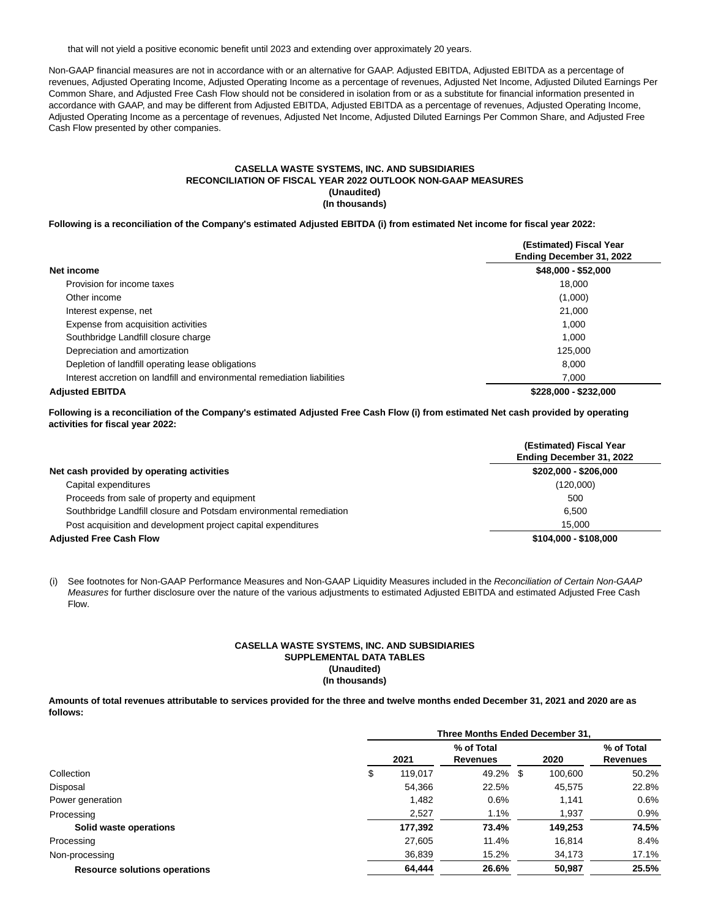that will not yield a positive economic benefit until 2023 and extending over approximately 20 years.

Non-GAAP financial measures are not in accordance with or an alternative for GAAP. Adjusted EBITDA, Adjusted EBITDA as a percentage of revenues, Adjusted Operating Income, Adjusted Operating Income as a percentage of revenues, Adjusted Net Income, Adjusted Diluted Earnings Per Common Share, and Adjusted Free Cash Flow should not be considered in isolation from or as a substitute for financial information presented in accordance with GAAP, and may be different from Adjusted EBITDA, Adjusted EBITDA as a percentage of revenues, Adjusted Operating Income, Adjusted Operating Income as a percentage of revenues, Adjusted Net Income, Adjusted Diluted Earnings Per Common Share, and Adjusted Free Cash Flow presented by other companies.

**CASELLA WASTE SYSTEMS, INC. AND SUBSIDIARIES**
**RECONCILIATION OF FISCAL YEAR 2022 OUTLOOK NON-GAAP MEASURES**
**(Unaudited)**
**(In thousands)**

**Following is a reconciliation of the Company's estimated Adjusted EBITDA (i) from estimated Net income for fiscal year 2022:**

| | (Estimated) Fiscal Year Ending December 31, 2022 |
|---|---|
| **Net income** | **$48,000 - $52,000** |
| Provision for income taxes | 18,000 |
| Other income | (1,000) |
| Interest expense, net | 21,000 |
| Expense from acquisition activities | 1,000 |
| Southbridge Landfill closure charge | 1,000 |
| Depreciation and amortization | 125,000 |
| Depletion of landfill operating lease obligations | 8,000 |
| Interest accretion on landfill and environmental remediation liabilities | 7,000 |
| **Adjusted EBITDA** | **$228,000 - $232,000** |

**Following is a reconciliation of the Company's estimated Adjusted Free Cash Flow (i) from estimated Net cash provided by operating activities for fiscal year 2022:**

| | (Estimated) Fiscal Year Ending December 31, 2022 |
|---|---|
| **Net cash provided by operating activities** | **$202,000 - $206,000** |
| Capital expenditures | (120,000) |
| Proceeds from sale of property and equipment | 500 |
| Southbridge Landfill closure and Potsdam environmental remediation | 6,500 |
| Post acquisition and development project capital expenditures | 15,000 |
| **Adjusted Free Cash Flow** | **$104,000 - $108,000** |

(i) See footnotes for Non-GAAP Performance Measures and Non-GAAP Liquidity Measures included in the *Reconciliation of Certain Non-GAAP Measures* for further disclosure over the nature of the various adjustments to estimated Adjusted EBITDA and estimated Adjusted Free Cash Flow.

**CASELLA WASTE SYSTEMS, INC. AND SUBSIDIARIES**
**SUPPLEMENTAL DATA TABLES**
**(Unaudited)**
**(In thousands)**

**Amounts of total revenues attributable to services provided for the three and twelve months ended December 31, 2021 and 2020 are as follows:**

| | Three Months Ended December 31, | | | |
|---|---|---|---|---|
| | 2021 | % of Total Revenues | 2020 | % of Total Revenues |
| Collection | $ 119,017 | 49.2% | $ 100,600 | 50.2% |
| Disposal | 54,366 | 22.5% | 45,575 | 22.8% |
| Power generation | 1,482 | 0.6% | 1,141 | 0.6% |
| Processing | 2,527 | 1.1% | 1,937 | 0.9% |
| **Solid waste operations** | **177,392** | **73.4%** | **149,253** | **74.5%** |
| Processing | 27,605 | 11.4% | 16,814 | 8.4% |
| Non-processing | 36,839 | 15.2% | 34,173 | 17.1% |
| **Resource solutions operations** | **64,444** | **26.6%** | **50,987** | **25.5%** |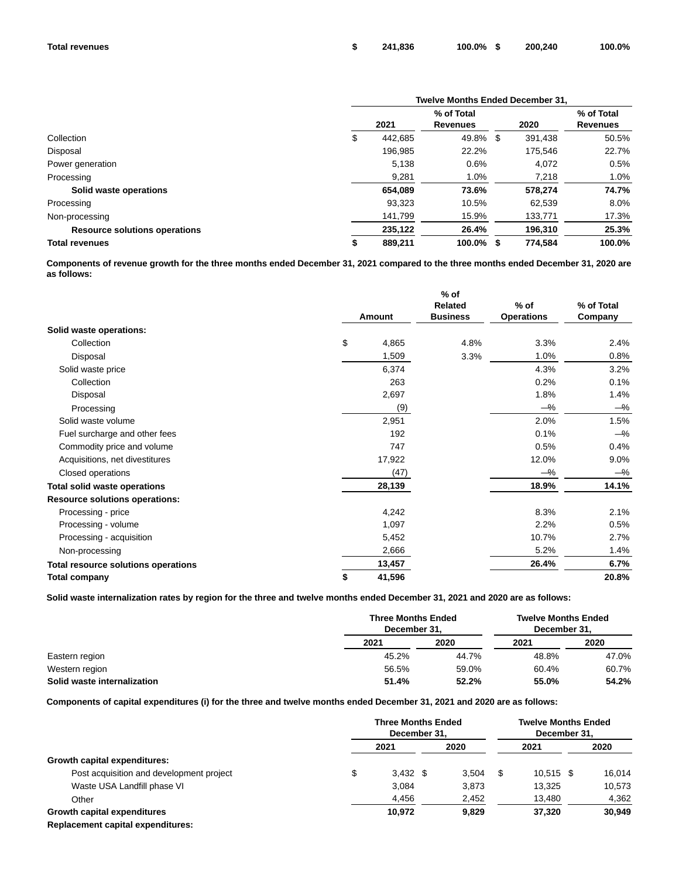| | | | | |
|---|---|---|---|---|
| **Total revenues** | **$ 241,836** | **100.0%** | **$ 200,240** | **100.0%** |

| | Twelve Months Ended December 31, | | | |
|---|---|---|---|---|
| | 2021 | % of Total Revenues | 2020 | % of Total Revenues |
| Collection | $ 442,685 | 49.8% | $ 391,438 | 50.5% |
| Disposal | 196,985 | 22.2% | 175,546 | 22.7% |
| Power generation | 5,138 | 0.6% | 4,072 | 0.5% |
| Processing | 9,281 | 1.0% | 7,218 | 1.0% |
| **Solid waste operations** | **654,089** | **73.6%** | **578,274** | **74.7%** |
| Processing | 93,323 | 10.5% | 62,539 | 8.0% |
| Non-processing | 141,799 | 15.9% | 133,771 | 17.3% |
| **Resource solutions operations** | **235,122** | **26.4%** | **196,310** | **25.3%** |
| **Total revenues** | **$ 889,211** | **100.0%** | **$ 774,584** | **100.0%** |

**Components of revenue growth for the three months ended December 31, 2021 compared to the three months ended December 31, 2020 are as follows:**

| | Amount | % of Related Business | % of Operations | % of Total Company |
|---|---|---|---|---|
| **Solid waste operations:** | | | | |
| Collection | $ 4,865 | 4.8% | 3.3% | 2.4% |
| Disposal | 1,509 | 3.3% | 1.0% | 0.8% |
| Solid waste price | 6,374 | | 4.3% | 3.2% |
| Collection | 263 | | 0.2% | 0.1% |
| Disposal | 2,697 | | 1.8% | 1.4% |
| Processing | (9) | | —% | —% |
| Solid waste volume | 2,951 | | 2.0% | 1.5% |
| Fuel surcharge and other fees | 192 | | 0.1% | —% |
| Commodity price and volume | 747 | | 0.5% | 0.4% |
| Acquisitions, net divestitures | 17,922 | | 12.0% | 9.0% |
| Closed operations | (47) | | —% | —% |
| **Total solid waste operations** | **28,139** | | **18.9%** | **14.1%** |
| **Resource solutions operations:** | | | | |
| Processing - price | 4,242 | | 8.3% | 2.1% |
| Processing - volume | 1,097 | | 2.2% | 0.5% |
| Processing - acquisition | 5,452 | | 10.7% | 2.7% |
| Non-processing | 2,666 | | 5.2% | 1.4% |
| **Total resource solutions operations** | **13,457** | | **26.4%** | **6.7%** |
| **Total company** | **$ 41,596** | | | **20.8%** |

**Solid waste internalization rates by region for the three and twelve months ended December 31, 2021 and 2020 are as follows:**

| | Three Months Ended December 31, | | Twelve Months Ended December 31, | |
|---|---|---|---|---|
| | 2021 | 2020 | 2021 | 2020 |
| Eastern region | 45.2% | 44.7% | 48.8% | 47.0% |
| Western region | 56.5% | 59.0% | 60.4% | 60.7% |
| **Solid waste internalization** | **51.4%** | **52.2%** | **55.0%** | **54.2%** |

**Components of capital expenditures (i) for the three and twelve months ended December 31, 2021 and 2020 are as follows:**

| | Three Months Ended December 31, | | Twelve Months Ended December 31, | |
|---|---|---|---|---|
| | 2021 | 2020 | 2021 | 2020 |
| **Growth capital expenditures:** | | | | |
| Post acquisition and development project | $ 3,432 | $ 3,504 | $ 10,515 | $ 16,014 |
| Waste USA Landfill phase VI | 3,084 | 3,873 | 13,325 | 10,573 |
| Other | 4,456 | 2,452 | 13,480 | 4,362 |
| **Growth capital expenditures** | **10,972** | **9,829** | **37,320** | **30,949** |
| **Replacement capital expenditures:** | | | | |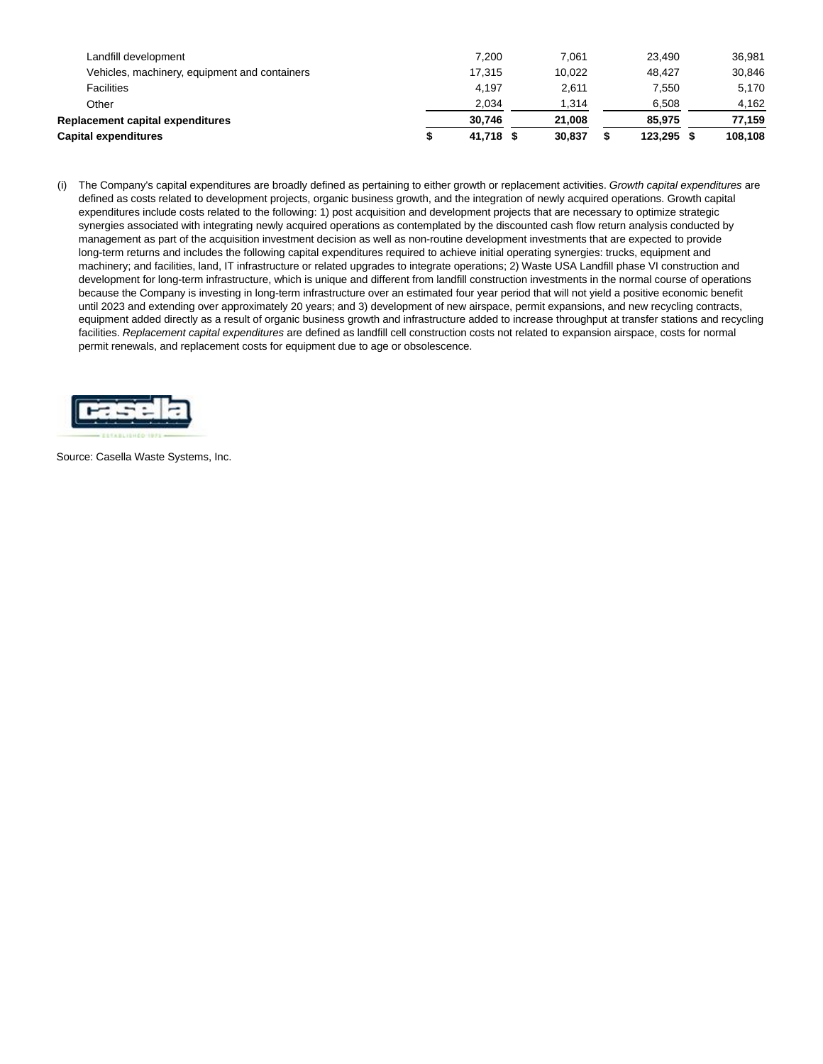| | | | | |
|---|---|---|---|---|
| Landfill development | 7,200 | 7,061 | 23,490 | 36,981 |
| Vehicles, machinery, equipment and containers | 17,315 | 10,022 | 48,427 | 30,846 |
| Facilities | 4,197 | 2,611 | 7,550 | 5,170 |
| Other | 2,034 | 1,314 | 6,508 | 4,162 |
| **Replacement capital expenditures** | **30,746** | **21,008** | **85,975** | **77,159** |
| **Capital expenditures** | **$ 41,718** | **$ 30,837** | **$ 123,295** | **$ 108,108** |

(i) The Company's capital expenditures are broadly defined as pertaining to either growth or replacement activities. *Growth capital expenditures* are defined as costs related to development projects, organic business growth, and the integration of newly acquired operations. Growth capital expenditures include costs related to the following: 1) post acquisition and development projects that are necessary to optimize strategic synergies associated with integrating newly acquired operations as contemplated by the discounted cash flow return analysis conducted by management as part of the acquisition investment decision as well as non-routine development investments that are expected to provide long-term returns and includes the following capital expenditures required to achieve initial operating synergies: trucks, equipment and machinery; and facilities, land, IT infrastructure or related upgrades to integrate operations; 2) Waste USA Landfill phase VI construction and development for long-term infrastructure, which is unique and different from landfill construction investments in the normal course of operations because the Company is investing in long-term infrastructure over an estimated four year period that will not yield a positive economic benefit until 2023 and extending over approximately 20 years; and 3) development of new airspace, permit expansions, and new recycling contracts, equipment added directly as a result of organic business growth and infrastructure added to increase throughput at transfer stations and recycling facilities. *Replacement capital expenditures* are defined as landfill cell construction costs not related to expansion airspace, costs for normal permit renewals, and replacement costs for equipment due to age or obsolescence.

Source: Casella Waste Systems, Inc.